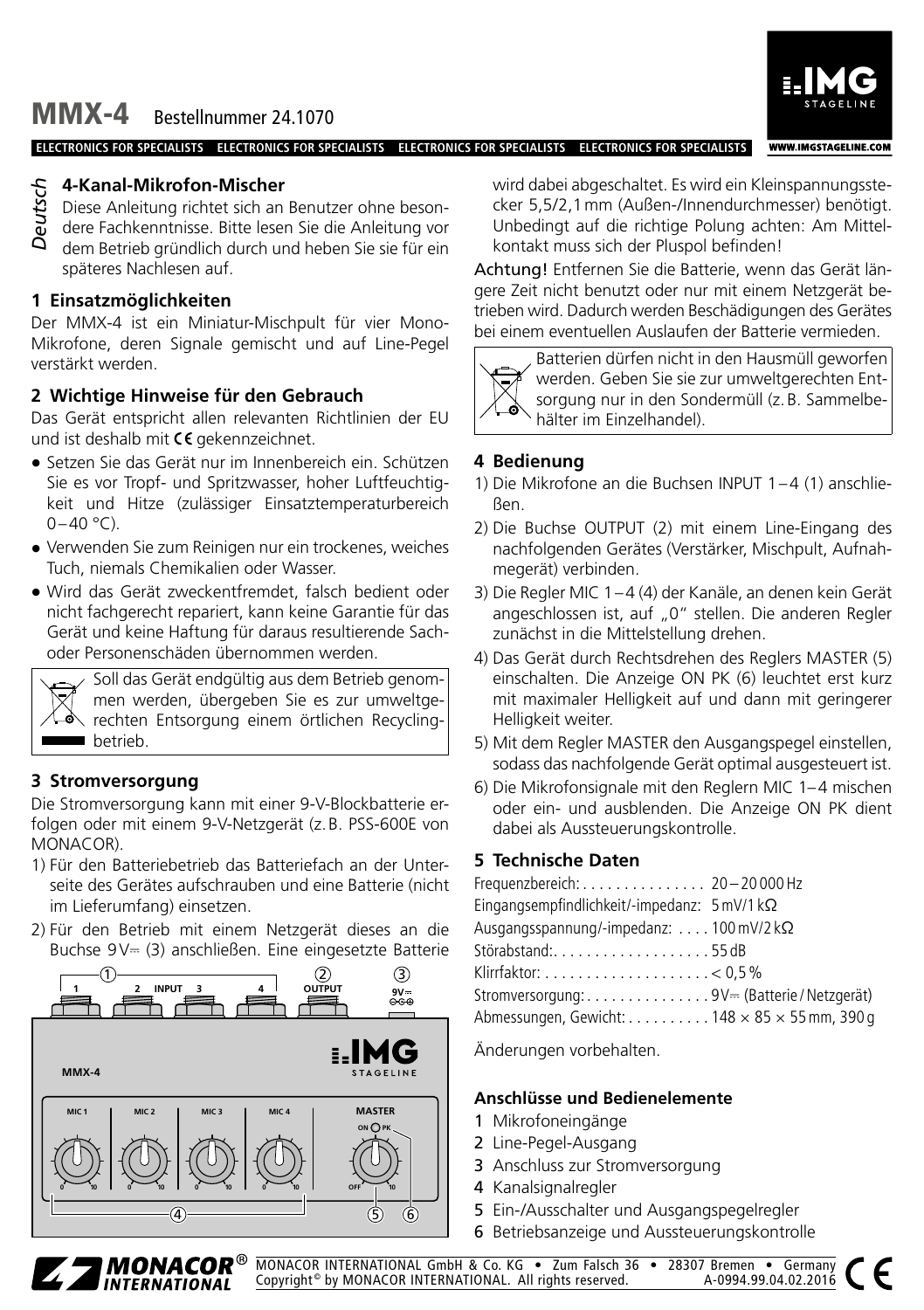# MMX-4 Bestellnummer 24.1070

ELECTRONICS FOR SPECIALISTS ELECTRONICS FOR SPECIALISTS ELECTRONICS FOR SPECIALISTS ELECTRONICS FOR SPECIALISTS

*Deutsch*

## 4-Kanal-Mikrofon-Mischer

Diese Anleitung richtet sich an Benutzer ohne besondere Fachkenntnisse. Bitte lesen Sie die Anleitung vor dem Betrieb gründlich durch und heben Sie sie für ein späteres Nachlesen auf.

### 1 Einsatzmöglichkeiten

Der MMX-4 ist ein Miniatur-Mischpult für vier Mono-Mikrofone, deren Signale gemischt und auf Line-Pegel verstärkt werden.

### 2 Wichtige Hinweise für den Gebrauch

Das Gerät entspricht allen relevanten Richtlinien der EU und ist deshalb mit CE gekennzeichnet.

- Setzen Sie das Gerät nur im Innenbereich ein. Schützen Sie es vor Tropf- und Spritzwasser, hoher Luftfeuchtigkeit und Hitze (zulässiger Einsatztemperaturbereich 0–40 °C).
- Verwenden Sie zum Reinigen nur ein trockenes, weiches Tuch, niemals Chemikalien oder Wasser.
- Wird das Gerät zweckentfremdet, falsch bedient oder nicht fachgerecht repariert, kann keine Garantie für das Gerät und keine Haftung für daraus resultierende Sach- oder Personenschäden übernommen werden.

Soll das Gerät endgültig aus dem Betrieb genommen werden, übergeben Sie es zur umweltgerechten Entsorgung einem örtlichen Recyclingbetrieb.

### 3 Stromversorgung

Die Stromversorgung kann mit einer 9-V-Blockbatterie erfolgen oder mit einem 9-V-Netzgerät (z. B. PSS-600E von MONACOR).

1) Für den Batteriebetrieb das Batteriefach an der Unterseite des Gerätes aufschrauben und eine Batterie (nicht im Lieferumfang) einsetzen.
2) Für den Betrieb mit einem Netzgerät dieses an die Buchse 9V⎓ (3) anschließen. Eine eingesetzte Batterie wird dabei abgeschaltet. Es wird ein Kleinspannungsstecker 5,5/2,1 mm (Außen-/Innendurchmesser) benötigt. Unbedingt auf die richtige Polung achten: Am Mittelkontakt muss sich der Pluspol befinden!

**Achtung!** Entfernen Sie die Batterie, wenn das Gerät längere Zeit nicht benutzt oder nur mit einem Netzgerät betrieben wird. Dadurch werden Beschädigungen des Gerätes bei einem eventuellen Auslaufen der Batterie vermieden.

Batterien dürfen nicht in den Hausmüll geworfen werden. Geben Sie sie zur umweltgerechten Entsorgung nur in den Sondermüll (z. B. Sammelbehälter im Einzelhandel).

### 4 Bedienung

1) Die Mikrofone an die Buchsen INPUT 1–4 (1) anschließen.
2) Die Buchse OUTPUT (2) mit einem Line-Eingang des nachfolgenden Gerätes (Verstärker, Mischpult, Aufnahmegerät) verbinden.
3) Die Regler MIC 1–4 (4) der Kanäle, an denen kein Gerät angeschlossen ist, auf „0" stellen. Die anderen Regler zunächst in die Mittelstellung drehen.
4) Das Gerät durch Rechtsdrehen des Reglers MASTER (5) einschalten. Die Anzeige ON PK (6) leuchtet erst kurz mit maximaler Helligkeit auf und dann mit geringerer Helligkeit weiter.
5) Mit dem Regler MASTER den Ausgangspegel einstellen, sodass das nachfolgende Gerät optimal ausgesteuert ist.
6) Die Mikrofonsignale mit den Reglern MIC 1–4 mischen oder ein- und ausblenden. Die Anzeige ON PK dient dabei als Aussteuerungskontrolle.

### 5 Technische Daten

| | |
|---|---|
| Frequenzbereich: | 20–20 000 Hz |
| Eingangsempfindlichkeit/-impedanz: | 5 mV/1 kΩ |
| Ausgangsspannung/-impedanz: | 100 mV/2 kΩ |
| Störabstand: | 55 dB |
| Klirrfaktor: | < 0,5 % |
| Stromversorgung: | 9V⎓ (Batterie / Netzgerät) |
| Abmessungen, Gewicht: | 148 × 85 × 55 mm, 390 g |

Änderungen vorbehalten.

#### Anschlüsse und Bedienelemente

1 Mikrofoneingänge
2 Line-Pegel-Ausgang
3 Anschluss zur Stromversorgung
4 Kanalsignalregler
5 Ein-/Ausschalter und Ausgangspegelregler
6 Betriebsanzeige und Aussteuerungskontrolle

MONACOR INTERNATIONAL GmbH & Co. KG • Zum Falsch 36 • 28307 Bremen • Germany
Copyright© by MONACOR INTERNATIONAL. All rights reserved. A-0994.99.04.02.2016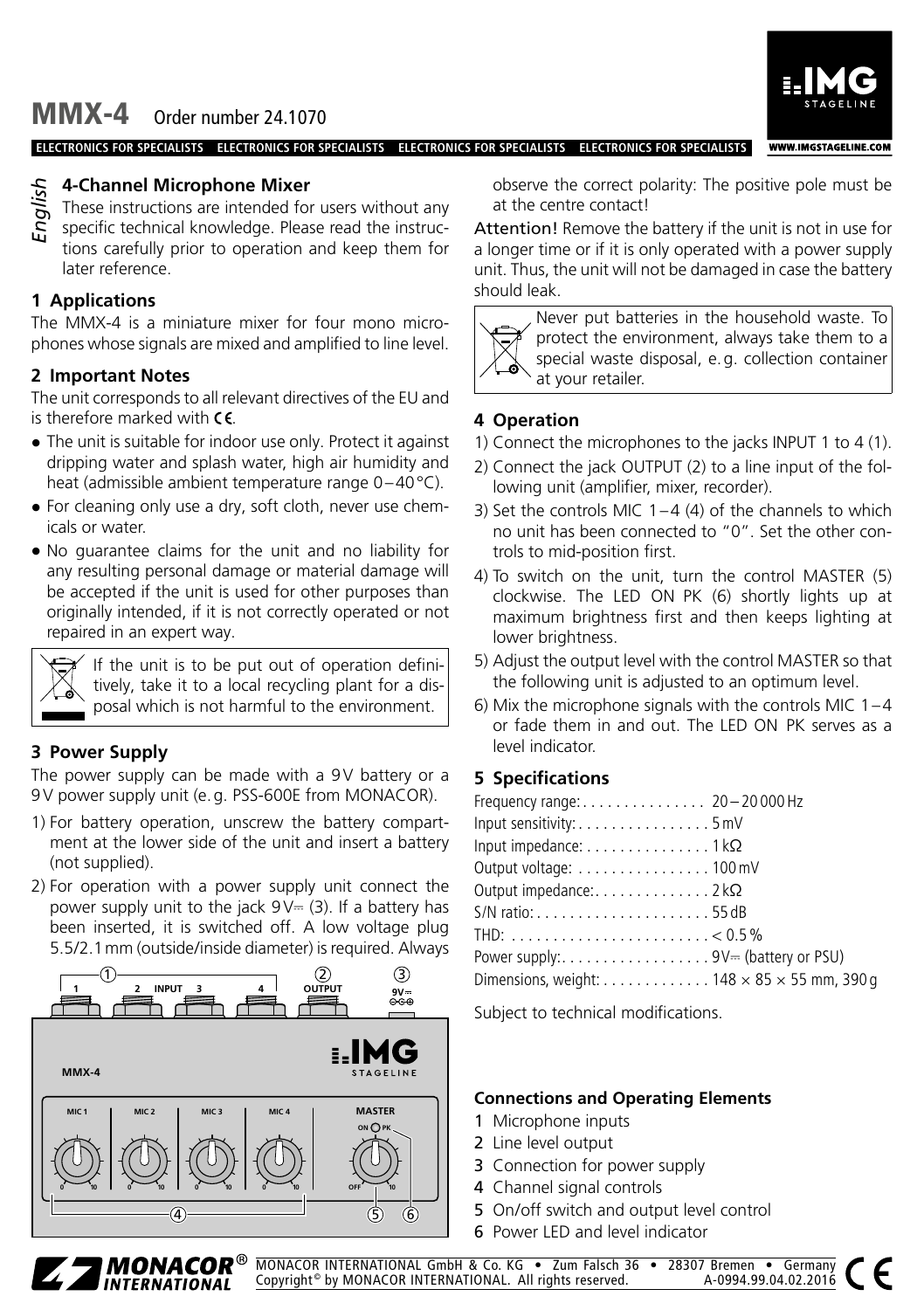# MMX-4 Order number 24.1070

ELECTRONICS FOR SPECIALISTS ELECTRONICS FOR SPECIALISTS ELECTRONICS FOR SPECIALISTS ELECTRONICS FOR SPECIALISTS

*English*

## 4-Channel Microphone Mixer

These instructions are intended for users without any specific technical knowledge. Please read the instructions carefully prior to operation and keep them for later reference.

### 1 Applications

The MMX-4 is a miniature mixer for four mono microphones whose signals are mixed and amplified to line level.

### 2 Important Notes

The unit corresponds to all relevant directives of the EU and is therefore marked with CE.

- The unit is suitable for indoor use only. Protect it against dripping water and splash water, high air humidity and heat (admissible ambient temperature range 0 – 40 °C).
- For cleaning only use a dry, soft cloth, never use chemicals or water.
- No guarantee claims for the unit and no liability for any resulting personal damage or material damage will be accepted if the unit is used for other purposes than originally intended, if it is not correctly operated or not repaired in an expert way.

If the unit is to be put out of operation definitively, take it to a local recycling plant for a disposal which is not harmful to the environment.

### 3 Power Supply

The power supply can be made with a 9 V battery or a 9 V power supply unit (e. g. PSS-600E from MONACOR).

1) For battery operation, unscrew the battery compartment at the lower side of the unit and insert a battery (not supplied).
2) For operation with a power supply unit connect the power supply unit to the jack 9 V⎓ (3). If a battery has been inserted, it is switched off. A low voltage plug 5.5/2.1 mm (outside/inside diameter) is required. Always observe the correct polarity: The positive pole must be at the centre contact!

**Attention!** Remove the battery if the unit is not in use for a longer time or if it is only operated with a power supply unit. Thus, the unit will not be damaged in case the battery should leak.

Never put batteries in the household waste. To protect the environment, always take them to a special waste disposal, e. g. collection container at your retailer.

### 4 Operation

1) Connect the microphones to the jacks INPUT 1 to 4 (1).
2) Connect the jack OUTPUT (2) to a line input of the following unit (amplifier, mixer, recorder).
3) Set the controls MIC 1 – 4 (4) of the channels to which no unit has been connected to "0". Set the other controls to mid-position first.
4) To switch on the unit, turn the control MASTER (5) clockwise. The LED ON PK (6) shortly lights up at maximum brightness first and then keeps lighting at lower brightness.
5) Adjust the output level with the control MASTER so that the following unit is adjusted to an optimum level.
6) Mix the microphone signals with the controls MIC 1 – 4 or fade them in and out. The LED ON PK serves as a level indicator.

### 5 Specifications

| | |
|---|---|
| Frequency range: | 20 – 20 000 Hz |
| Input sensitivity: | 5 mV |
| Input impedance: | 1 kΩ |
| Output voltage: | 100 mV |
| Output impedance: | 2 kΩ |
| S/N ratio: | 55 dB |
| THD: | < 0.5 % |
| Power supply: | 9 V⎓ (battery or PSU) |
| Dimensions, weight: | 148 × 85 × 55 mm, 390 g |

Subject to technical modifications.

#### Connections and Operating Elements

1 Microphone inputs
2 Line level output
3 Connection for power supply
4 Channel signal controls
5 On/off switch and output level control
6 Power LED and level indicator

MONACOR INTERNATIONAL GmbH & Co. KG • Zum Falsch 36 • 28307 Bremen • Germany
Copyright © by MONACOR INTERNATIONAL. All rights reserved. A-0994.99.04.02.2016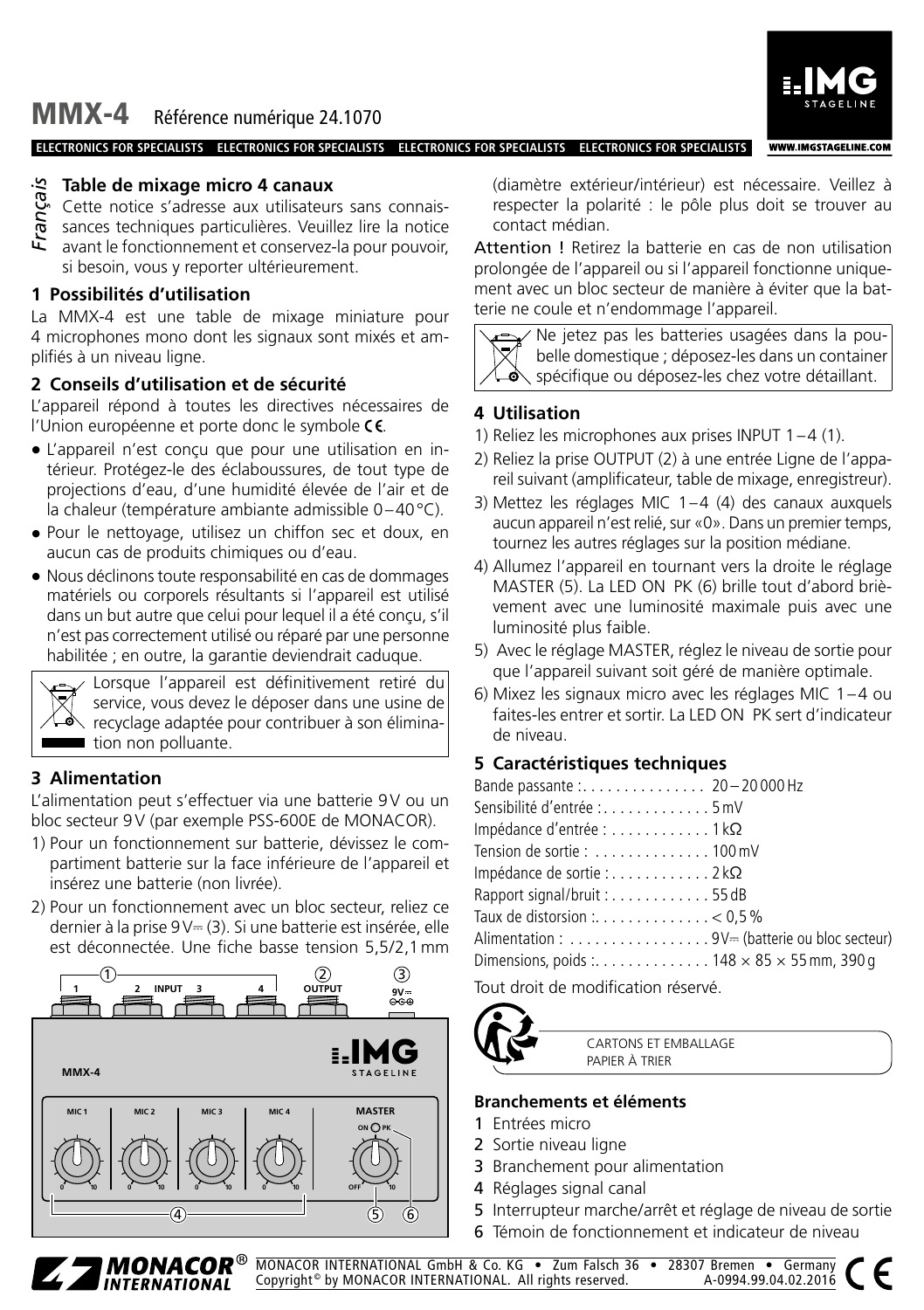# MMX-4 Référence numérique 24.1070

ELECTRONICS FOR SPECIALISTS ELECTRONICS FOR SPECIALISTS ELECTRONICS FOR SPECIALISTS ELECTRONICS FOR SPECIALISTS

*Français*

## Table de mixage micro 4 canaux

Cette notice s'adresse aux utilisateurs sans connaissances techniques particulières. Veuillez lire la notice avant le fonctionnement et conservez-la pour pouvoir, si besoin, vous y reporter ultérieurement.

### 1 Possibilités d'utilisation

La MMX-4 est une table de mixage miniature pour 4 microphones mono dont les signaux sont mixés et amplifiés à un niveau ligne.

### 2 Conseils d'utilisation et de sécurité

L'appareil répond à toutes les directives nécessaires de l'Union européenne et porte donc le symbole CE.

- L'appareil n'est conçu que pour une utilisation en intérieur. Protégez-le des éclaboussures, de tout type de projections d'eau, d'une humidité élevée de l'air et de la chaleur (température ambiante admissible 0–40 °C).
- Pour le nettoyage, utilisez un chiffon sec et doux, en aucun cas de produits chimiques ou d'eau.
- Nous déclinons toute responsabilité en cas de dommages matériels ou corporels résultants si l'appareil est utilisé dans un but autre que celui pour lequel il a été conçu, s'il n'est pas correctement utilisé ou réparé par une personne habilitée ; en outre, la garantie deviendrait caduque.

Lorsque l'appareil est définitivement retiré du service, vous devez le déposer dans une usine de recyclage adaptée pour contribuer à son élimination non polluante.

### 3 Alimentation

L'alimentation peut s'effectuer via une batterie 9 V ou un bloc secteur 9 V (par exemple PSS-600E de MONACOR).

1) Pour un fonctionnement sur batterie, dévissez le compartiment batterie sur la face inférieure de l'appareil et insérez une batterie (non livrée).
2) Pour un fonctionnement avec un bloc secteur, reliez ce dernier à la prise 9 V⎓ (3). Si une batterie est insérée, elle est déconnectée. Une fiche basse tension 5,5/2,1 mm (diamètre extérieur/intérieur) est nécessaire. Veillez à respecter la polarité : le pôle plus doit se trouver au contact médian.

Attention ! Retirez la batterie en cas de non utilisation prolongée de l'appareil ou si l'appareil fonctionne uniquement avec un bloc secteur de manière à éviter que la batterie ne coule et n'endommage l'appareil.

Ne jetez pas les batteries usagées dans la poubelle domestique ; déposez-les dans un container spécifique ou déposez-les chez votre détaillant.

### 4 Utilisation

1) Reliez les microphones aux prises INPUT 1–4 (1).
2) Reliez la prise OUTPUT (2) à une entrée Ligne de l'appareil suivant (amplificateur, table de mixage, enregistreur).
3) Mettez les réglages MIC 1–4 (4) des canaux auxquels aucun appareil n'est relié, sur «0». Dans un premier temps, tournez les autres réglages sur la position médiane.
4) Allumez l'appareil en tournant vers la droite le réglage MASTER (5). La LED ON PK (6) brille tout d'abord brièvement avec une luminosité maximale puis avec une luminosité plus faible.
5) Avec le réglage MASTER, réglez le niveau de sortie pour que l'appareil suivant soit géré de manière optimale.
6) Mixez les signaux micro avec les réglages MIC 1–4 ou faites-les entrer et sortir. La LED ON PK sert d'indicateur de niveau.

### 5 Caractéristiques techniques

Bande passante : . . . . . . . . . . . . . . . 20–20 000 Hz
Sensibilité d'entrée : . . . . . . . . . . . . . 5 mV
Impédance d'entrée : . . . . . . . . . . . . 1 kΩ
Tension de sortie : . . . . . . . . . . . . . . 100 mV
Impédance de sortie : . . . . . . . . . . . . 2 kΩ
Rapport signal/bruit : . . . . . . . . . . . . 55 dB
Taux de distorsion : . . . . . . . . . . . . . . < 0,5 %
Alimentation : . . . . . . . . . . . . . . . . . 9 V⎓ (batterie ou bloc secteur)
Dimensions, poids : . . . . . . . . . . . . . . 148 × 85 × 55 mm, 390 g

Tout droit de modification réservé.

CARTONS ET EMBALLAGE
PAPIER À TRIER

1 INPUT 2 3 4 OUTPUT 9V⎓
MMX-4 IMG STAGELINE
MIC 1 MIC 2 MIC 3 MIC 4 MASTER ON PK
0 10 OFF

#### Branchements et éléments

1 Entrées micro
2 Sortie niveau ligne
3 Branchement pour alimentation
4 Réglages signal canal
5 Interrupteur marche/arrêt et réglage de niveau de sortie
6 Témoin de fonctionnement et indicateur de niveau

MONACOR INTERNATIONAL GmbH & Co. KG • Zum Falsch 36 • 28307 Bremen • Germany
Copyright © by MONACOR INTERNATIONAL. All rights reserved. A-0994.99.04.02.2016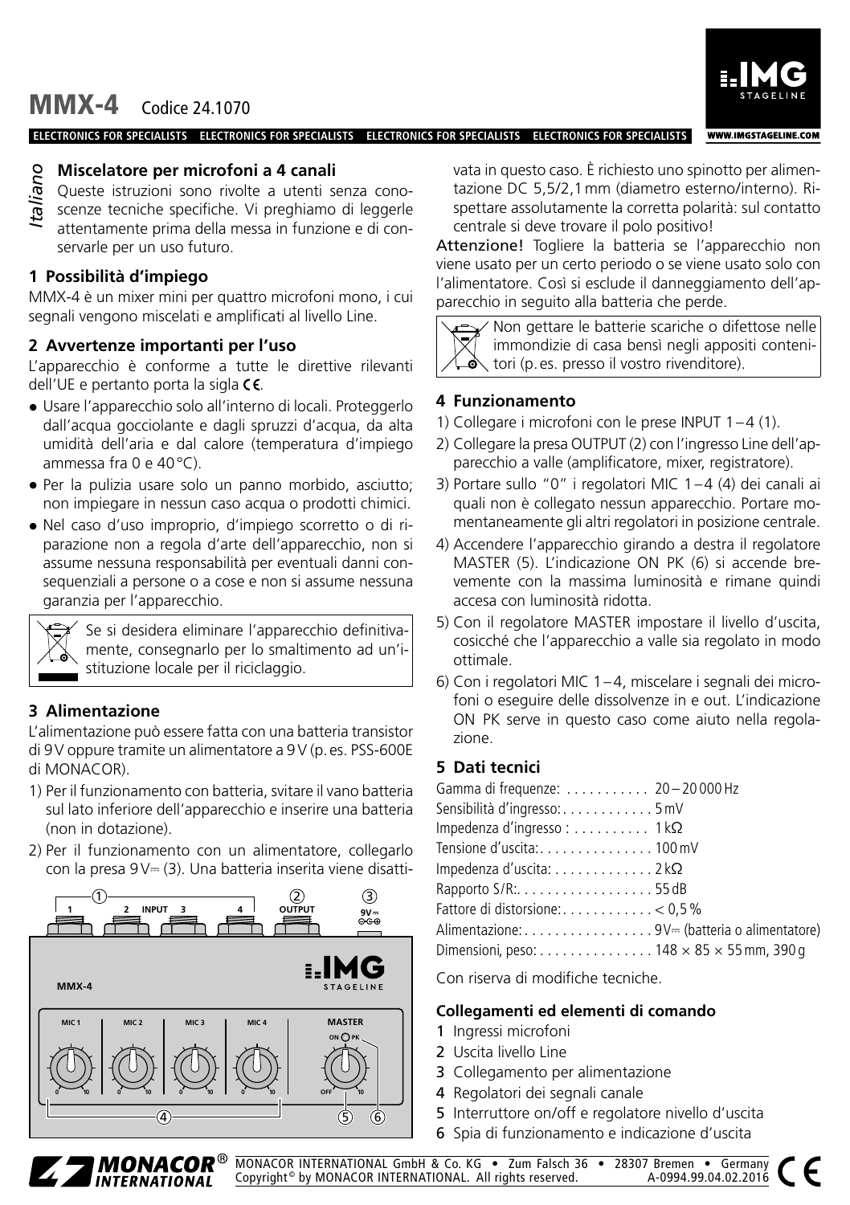# MMX-4 Codice 24.1070

ELECTRONICS FOR SPECIALISTS ELECTRONICS FOR SPECIALISTS ELECTRONICS FOR SPECIALISTS ELECTRONICS FOR SPECIALISTS

*Italiano*

## Miscelatore per microfoni a 4 canali

Queste istruzioni sono rivolte a utenti senza conoscenze tecniche specifiche. Vi preghiamo di leggerle attentamente prima della messa in funzione e di conservarle per un uso futuro.

### 1 Possibilità d'impiego

MMX-4 è un mixer mini per quattro microfoni mono, i cui segnali vengono miscelati e amplificati al livello Line.

### 2 Avvertenze importanti per l'uso

L'apparecchio è conforme a tutte le direttive rilevanti dell'UE e pertanto porta la sigla CE.

- Usare l'apparecchio solo all'interno di locali. Proteggerlo dall'acqua gocciolante e dagli spruzzi d'acqua, da alta umidità dell'aria e dal calore (temperatura d'impiego ammessa fra 0 e 40 °C).
- Per la pulizia usare solo un panno morbido, asciutto; non impiegare in nessun caso acqua o prodotti chimici.
- Nel caso d'uso improprio, d'impiego scorretto o di riparazione non a regola d'arte dell'apparecchio, non si assume nessuna responsabilità per eventuali danni consequenziali a persone o a cose e non si assume nessuna garanzia per l'apparecchio.

Se si desidera eliminare l'apparecchio definitivamente, consegnarlo per lo smaltimento ad un'istituzione locale per il riciclaggio.

### 3 Alimentazione

L'alimentazione può essere fatta con una batteria transistor di 9 V oppure tramite un alimentatore a 9 V (p. es. PSS-600E di MONACOR).

1) Per il funzionamento con batteria, svitare il vano batteria sul lato inferiore dell'apparecchio e inserire una batteria (non in dotazione).
2) Per il funzionamento con un alimentatore, collegarlo con la presa 9 V⎓ (3). Una batteria inserita viene disattivata in questo caso. È richiesto uno spinotto per alimentazione DC 5,5/2,1 mm (diametro esterno/interno). Rispettare assolutamente la corretta polarità: sul contatto centrale si deve trovare il polo positivo!

**Attenzione!** Togliere la batteria se l'apparecchio non viene usato per un certo periodo o se viene usato solo con l'alimentatore. Così si esclude il danneggiamento dell'apparecchio in seguito alla batteria che perde.

Non gettare le batterie scariche o difettose nelle immondizie di casa bensì negli appositi contenitori (p. es. presso il vostro rivenditore).

1 2 INPUT 3 4 — OUTPUT — 9V⎓
MMX-4
MIC 1 MIC 2 MIC 3 MIC 4 MASTER
ON PK
0 10 OFF 10
①②③④⑤⑥

### 4 Funzionamento

1) Collegare i microfoni con le prese INPUT 1–4 (1).
2) Collegare la presa OUTPUT (2) con l'ingresso Line dell'apparecchio a valle (amplificatore, mixer, registratore).
3) Portare sullo "0" i regolatori MIC 1–4 (4) dei canali ai quali non è collegato nessun apparecchio. Portare momentaneamente gli altri regolatori in posizione centrale.
4) Accendere l'apparecchio girando a destra il regolatore MASTER (5). L'indicazione ON PK (6) si accende brevemente con la massima luminosità e rimane quindi accesa con luminosità ridotta.
5) Con il regolatore MASTER impostare il livello d'uscita, cosicché che l'apparecchio a valle sia regolato in modo ottimale.
6) Con i regolatori MIC 1–4, miscelare i segnali dei microfoni o eseguire delle dissolvenze in e out. L'indicazione ON PK serve in questo caso come aiuto nella regolazione.

### 5 Dati tecnici

| | |
|---|---|
| Gamma di frequenze: | 20–20 000 Hz |
| Sensibilità d'ingresso: | 5 mV |
| Impedenza d'ingresso: | 1 kΩ |
| Tensione d'uscita: | 100 mV |
| Impedenza d'uscita: | 2 kΩ |
| Rapporto S/R: | 55 dB |
| Fattore di distorsione: | < 0,5 % |
| Alimentazione: | 9 V⎓ (batteria o alimentatore) |
| Dimensioni, peso: | 148 × 85 × 55 mm, 390 g |

Con riserva di modifiche tecniche.

#### Collegamenti ed elementi di comando

1. Ingressi microfoni
2. Uscita livello Line
3. Collegamento per alimentazione
4. Regolatori dei segnali canale
5. Interruttore on/off e regolatore nivello d'uscita
6. Spia di funzionamento e indicazione d'uscita

MONACOR INTERNATIONAL GmbH & Co. KG • Zum Falsch 36 • 28307 Bremen • Germany
Copyright © by MONACOR INTERNATIONAL. All rights reserved. A-0994.99.04.02.2016